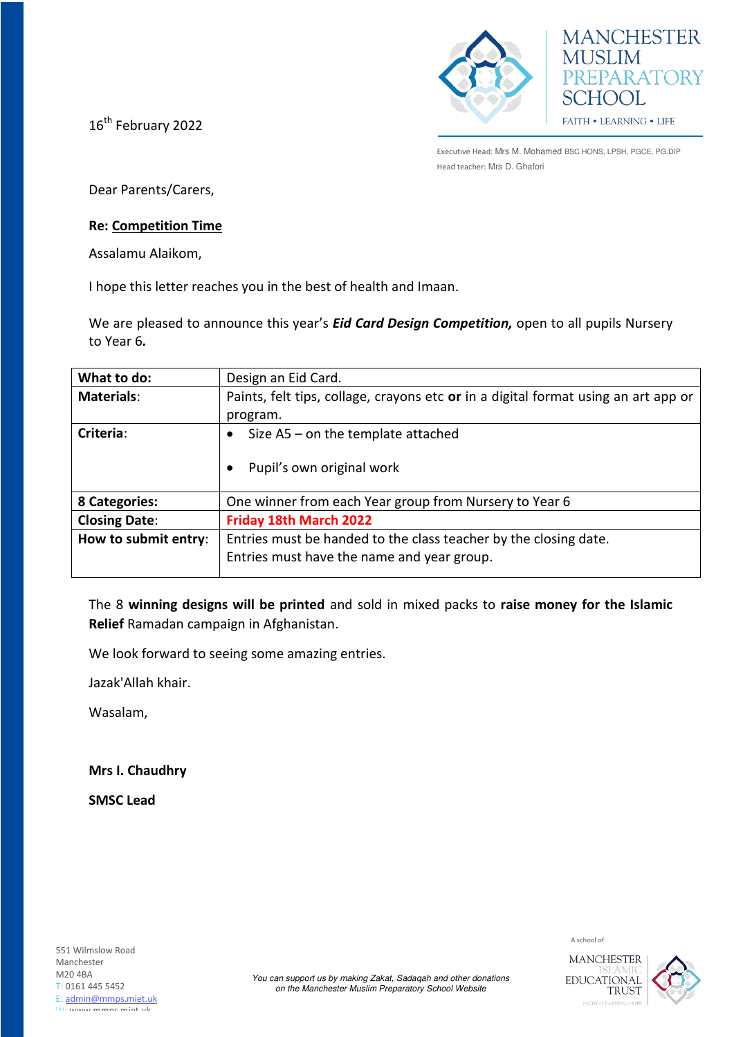MANCHESTER MUSLIM PREPARATORY SCHOOL

FAITH • LEARNING • LIFE

Executive Head: Mrs M. Mohamed BSC.HONS, LPSH, PGCE, PG.DIP

Head teacher: Mrs D. Ghafori

16th February 2022

Dear Parents/Carers,

**Re: Competition Time**

Assalamu Alaikom,

I hope this letter reaches you in the best of health and Imaan.

We are pleased to announce this year's ***Eid Card Design Competition,*** open to all pupils Nursery to Year 6***.***

| **What to do:** | Design an Eid Card. |
|---|---|
| **Materials**: | Paints, felt tips, collage, crayons etc **or** in a digital format using an art app or program. |
| **Criteria**: | • Size A5 – on the template attached<br>• Pupil's own original work |
| **8 Categories:** | One winner from each Year group from Nursery to Year 6 |
| **Closing Date**: | **Friday 18th March 2022** |
| **How to submit entry**: | Entries must be handed to the class teacher by the closing date.<br>Entries must have the name and year group. |

The 8 **winning designs will be printed** and sold in mixed packs to **raise money for the Islamic Relief** Ramadan campaign in Afghanistan.

We look forward to seeing some amazing entries.

Jazak'Allah khair.

Wasalam,

**Mrs I. Chaudhry**

**SMSC Lead**

551 Wilmslow Road
Manchester
M20 4BA
T: 0161 445 5452
E: admin@mmps.miet.uk
W: www.mmps.miet.uk

*You can support us by making Zakat, Sadaqah and other donations on the Manchester Muslim Preparatory School Website*

A school of MANCHESTER ISLAMIC EDUCATIONAL TRUST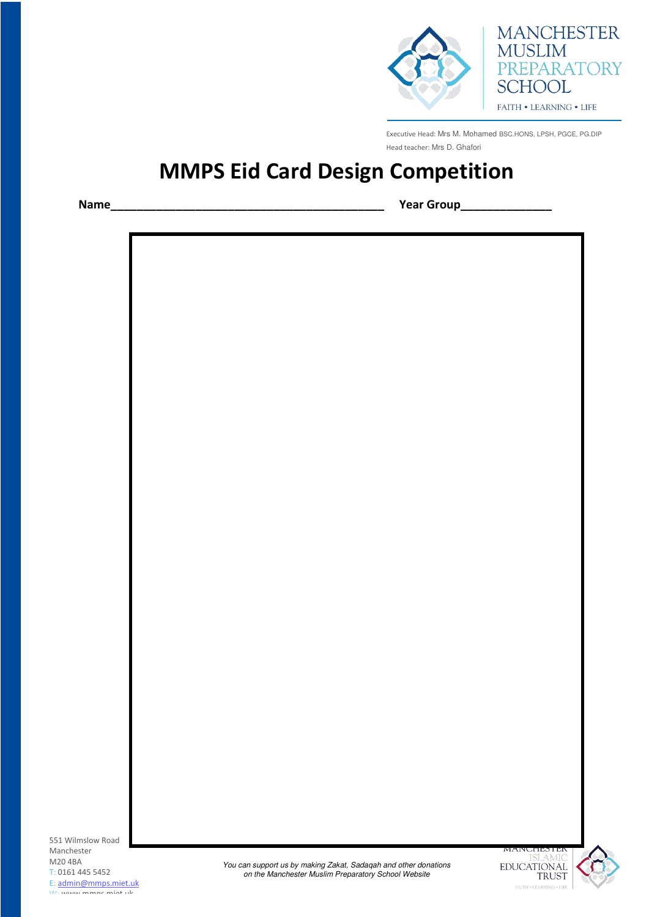MANCHESTER MUSLIM PREPARATORY SCHOOL

FAITH • LEARNING • LIFE

Executive Head: Mrs M. Mohamed BSC.HONS, LPSH, PGCE, PG.DIP

Head teacher: Mrs D. Ghafori

# MMPS Eid Card Design Competition

**Name**\_\_\_\_\_\_\_\_\_\_\_\_\_\_\_\_\_\_\_\_\_\_\_\_\_\_\_\_\_\_\_\_\_\_\_\_\_\_\_\_\_\_ **Year Group**\_\_\_\_\_\_\_\_\_\_\_\_\_\_

551 Wilmslow Road
Manchester
M20 4BA
T: 0161 445 5452
E: admin@mmps.miet.uk
W: www.mmps.miet.uk

*You can support us by making Zakat, Sadaqah and other donations on the Manchester Muslim Preparatory School Website*

MANCHESTER ISLAMIC EDUCATIONAL TRUST

FAITH • LEARNING • LIFE